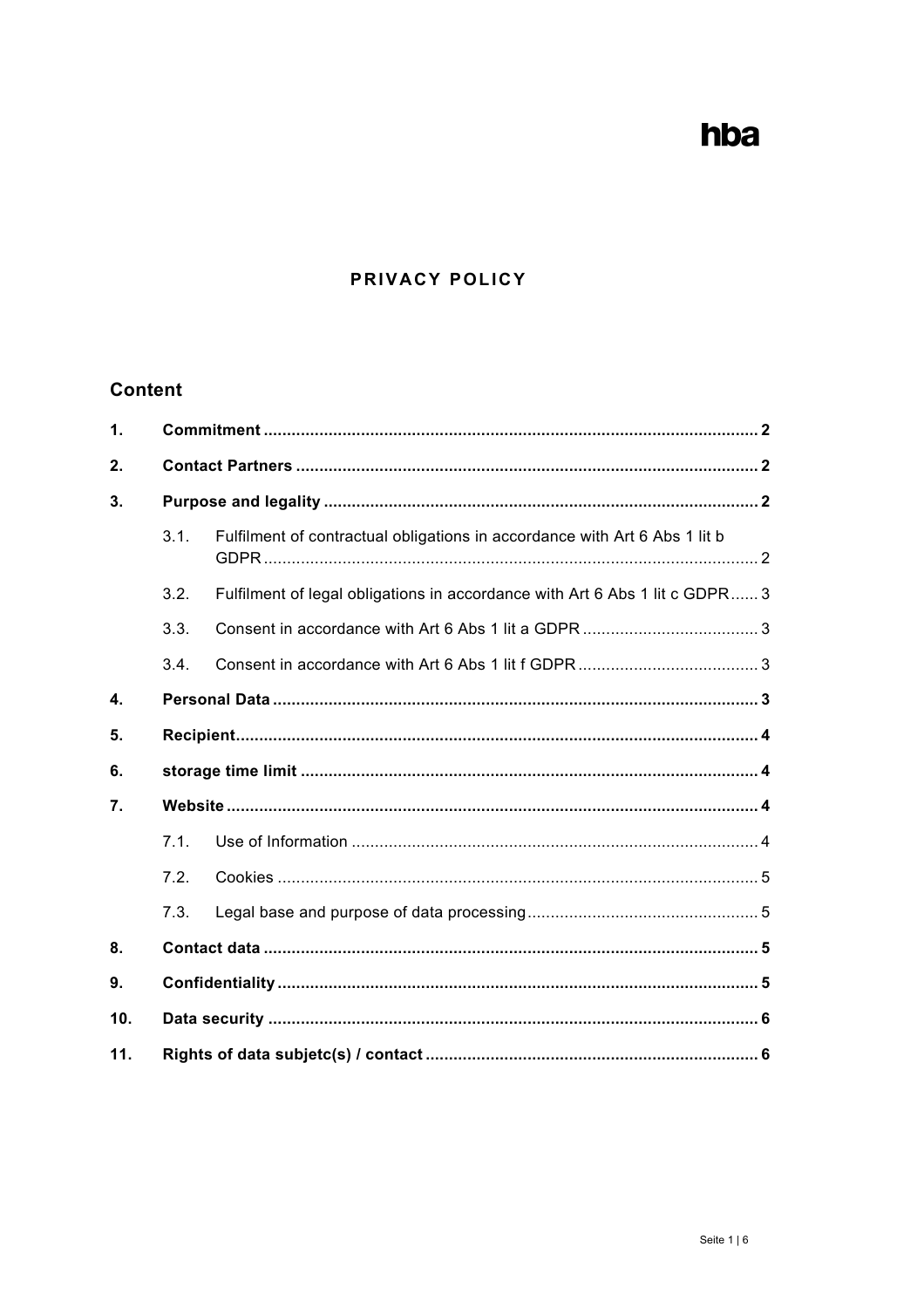hba

# PRIVACY POLICY

## Content

| | | | |
|---|---|---|---|
| **1.** | **Commitment** | | **2** |
| **2.** | **Contact Partners** | | **2** |
| **3.** | **Purpose and legality** | | **2** |
| | 3.1. | Fulfilment of contractual obligations in accordance with Art 6 Abs 1 lit b GDPR | 2 |
| | 3.2. | Fulfilment of legal obligations in accordance with Art 6 Abs 1 lit c GDPR | 3 |
| | 3.3. | Consent in accordance with Art 6 Abs 1 lit a GDPR | 3 |
| | 3.4. | Consent in accordance with Art 6 Abs 1 lit f GDPR | 3 |
| **4.** | **Personal Data** | | **3** |
| **5.** | **Recipient** | | **4** |
| **6.** | **storage time limit** | | **4** |
| **7.** | **Website** | | **4** |
| | 7.1. | Use of Information | 4 |
| | 7.2. | Cookies | 5 |
| | 7.3. | Legal base and purpose of data processing | 5 |
| **8.** | **Contact data** | | **5** |
| **9.** | **Confidentiality** | | **5** |
| **10.** | **Data security** | | **6** |
| **11.** | **Rights of data subjetc(s) / contact** | | **6** |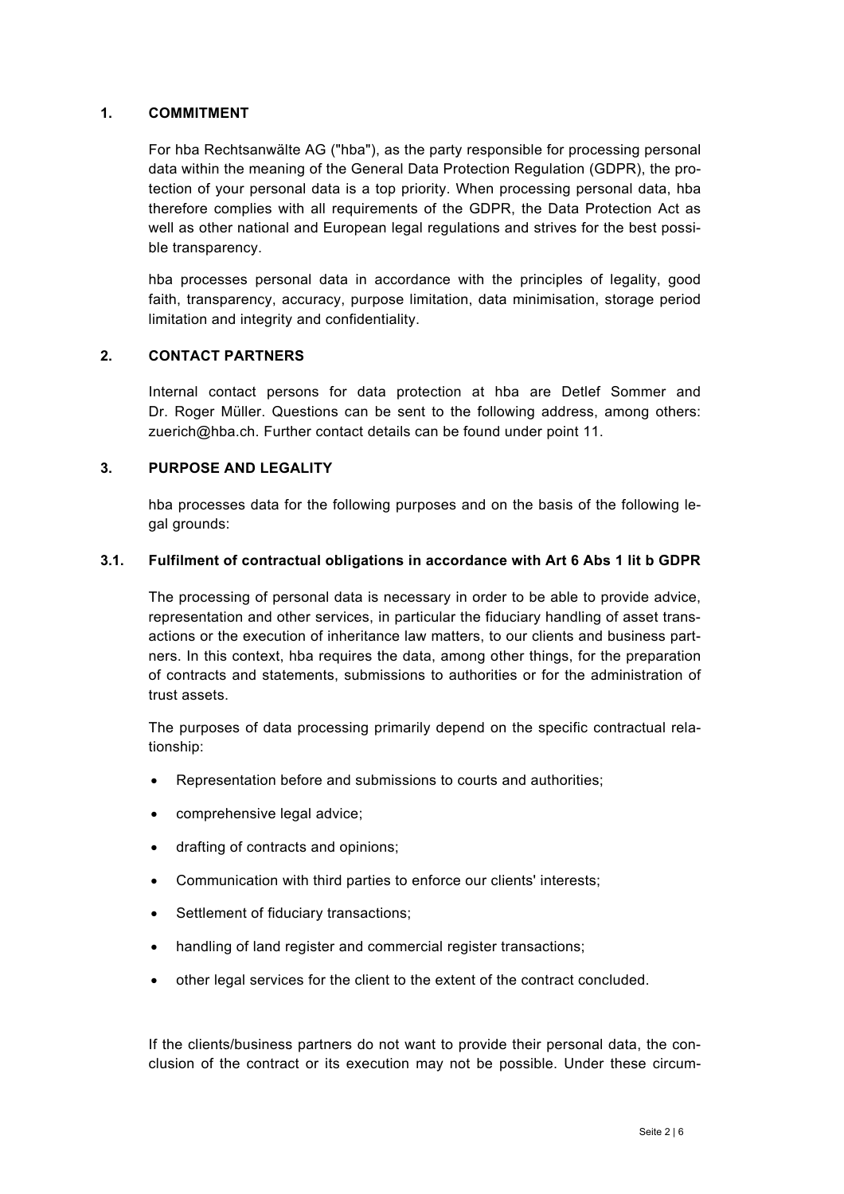## 1. COMMITMENT

For hba Rechtsanwälte AG ("hba"), as the party responsible for processing personal data within the meaning of the General Data Protection Regulation (GDPR), the protection of your personal data is a top priority. When processing personal data, hba therefore complies with all requirements of the GDPR, the Data Protection Act as well as other national and European legal regulations and strives for the best possible transparency.

hba processes personal data in accordance with the principles of legality, good faith, transparency, accuracy, purpose limitation, data minimisation, storage period limitation and integrity and confidentiality.

## 2. CONTACT PARTNERS

Internal contact persons for data protection at hba are Detlef Sommer and Dr. Roger Müller. Questions can be sent to the following address, among others: zuerich@hba.ch. Further contact details can be found under point 11.

## 3. PURPOSE AND LEGALITY

hba processes data for the following purposes and on the basis of the following legal grounds:

### 3.1. Fulfilment of contractual obligations in accordance with Art 6 Abs 1 lit b GDPR

The processing of personal data is necessary in order to be able to provide advice, representation and other services, in particular the fiduciary handling of asset transactions or the execution of inheritance law matters, to our clients and business partners. In this context, hba requires the data, among other things, for the preparation of contracts and statements, submissions to authorities or for the administration of trust assets.

The purposes of data processing primarily depend on the specific contractual relationship:

- Representation before and submissions to courts and authorities;
- comprehensive legal advice;
- drafting of contracts and opinions;
- Communication with third parties to enforce our clients' interests;
- Settlement of fiduciary transactions;
- handling of land register and commercial register transactions;
- other legal services for the client to the extent of the contract concluded.

If the clients/business partners do not want to provide their personal data, the conclusion of the contract or its execution may not be possible. Under these circum-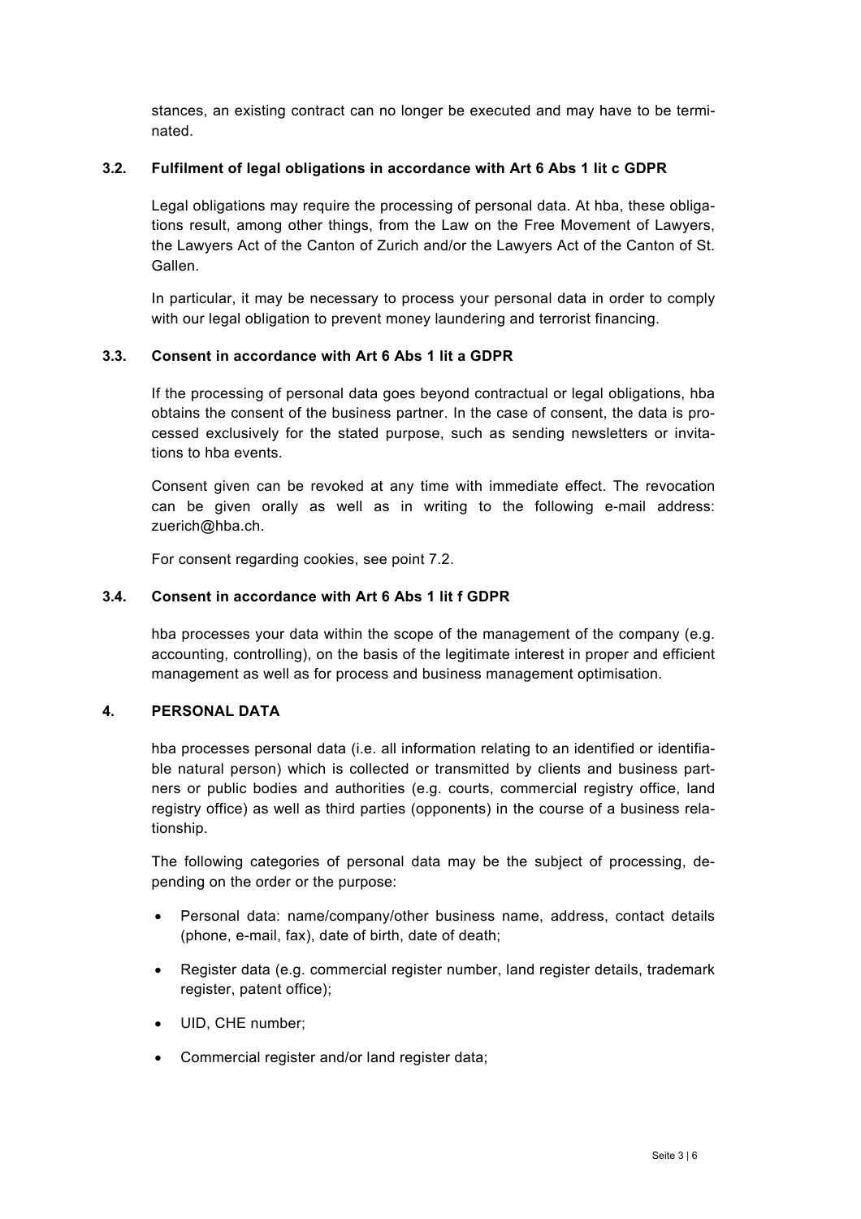stances, an existing contract can no longer be executed and may have to be terminated.

### 3.2. Fulfilment of legal obligations in accordance with Art 6 Abs 1 lit c GDPR

Legal obligations may require the processing of personal data. At hba, these obligations result, among other things, from the Law on the Free Movement of Lawyers, the Lawyers Act of the Canton of Zurich and/or the Lawyers Act of the Canton of St. Gallen.

In particular, it may be necessary to process your personal data in order to comply with our legal obligation to prevent money laundering and terrorist financing.

### 3.3. Consent in accordance with Art 6 Abs 1 lit a GDPR

If the processing of personal data goes beyond contractual or legal obligations, hba obtains the consent of the business partner. In the case of consent, the data is processed exclusively for the stated purpose, such as sending newsletters or invitations to hba events.

Consent given can be revoked at any time with immediate effect. The revocation can be given orally as well as in writing to the following e-mail address: zuerich@hba.ch.

For consent regarding cookies, see point 7.2.

### 3.4. Consent in accordance with Art 6 Abs 1 lit f GDPR

hba processes your data within the scope of the management of the company (e.g. accounting, controlling), on the basis of the legitimate interest in proper and efficient management as well as for process and business management optimisation.

## 4. PERSONAL DATA

hba processes personal data (i.e. all information relating to an identified or identifiable natural person) which is collected or transmitted by clients and business partners or public bodies and authorities (e.g. courts, commercial registry office, land registry office) as well as third parties (opponents) in the course of a business relationship.

The following categories of personal data may be the subject of processing, depending on the order or the purpose:

- Personal data: name/company/other business name, address, contact details (phone, e-mail, fax), date of birth, date of death;
- Register data (e.g. commercial register number, land register details, trademark register, patent office);
- UID, CHE number;
- Commercial register and/or land register data;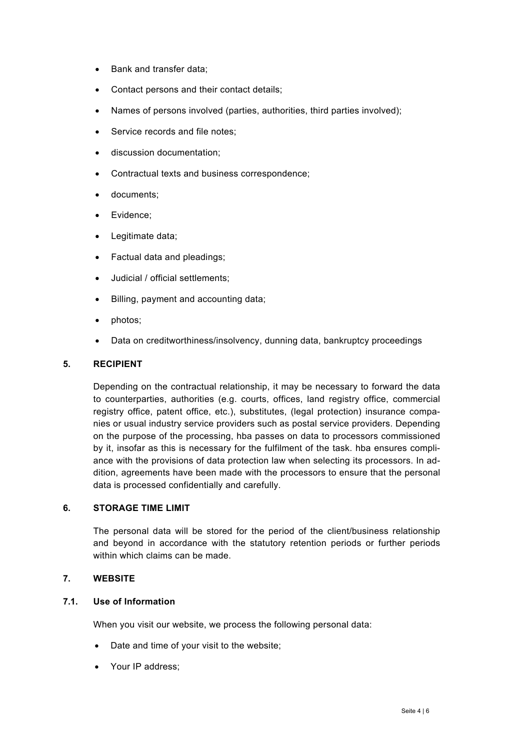- Bank and transfer data;
- Contact persons and their contact details;
- Names of persons involved (parties, authorities, third parties involved);
- Service records and file notes;
- discussion documentation;
- Contractual texts and business correspondence;
- documents;
- Evidence;
- Legitimate data;
- Factual data and pleadings;
- Judicial / official settlements;
- Billing, payment and accounting data;
- photos;
- Data on creditworthiness/insolvency, dunning data, bankruptcy proceedings

## 5. RECIPIENT

Depending on the contractual relationship, it may be necessary to forward the data to counterparties, authorities (e.g. courts, offices, land registry office, commercial registry office, patent office, etc.), substitutes, (legal protection) insurance companies or usual industry service providers such as postal service providers. Depending on the purpose of the processing, hba passes on data to processors commissioned by it, insofar as this is necessary for the fulfilment of the task. hba ensures compliance with the provisions of data protection law when selecting its processors. In addition, agreements have been made with the processors to ensure that the personal data is processed confidentially and carefully.

## 6. STORAGE TIME LIMIT

The personal data will be stored for the period of the client/business relationship and beyond in accordance with the statutory retention periods or further periods within which claims can be made.

## 7. WEBSITE

### 7.1. Use of Information

When you visit our website, we process the following personal data:

- Date and time of your visit to the website;
- Your IP address;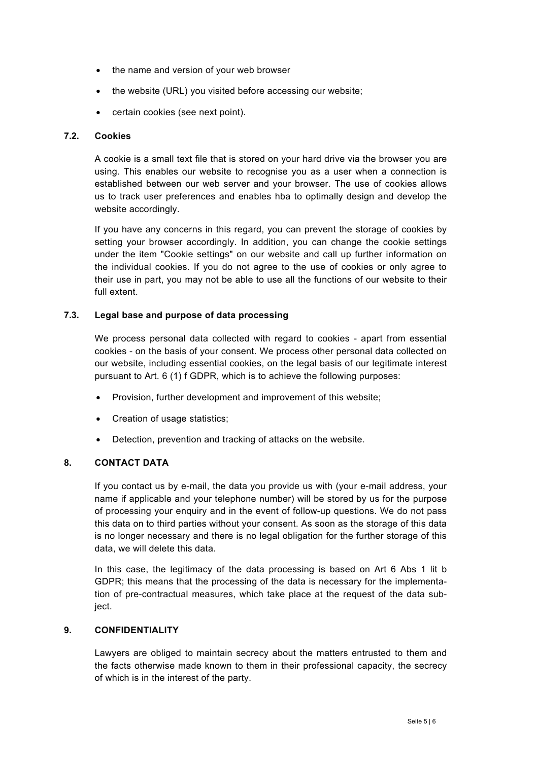- the name and version of your web browser
- the website (URL) you visited before accessing our website;
- certain cookies (see next point).

### 7.2. Cookies

A cookie is a small text file that is stored on your hard drive via the browser you are using. This enables our website to recognise you as a user when a connection is established between our web server and your browser. The use of cookies allows us to track user preferences and enables hba to optimally design and develop the website accordingly.

If you have any concerns in this regard, you can prevent the storage of cookies by setting your browser accordingly. In addition, you can change the cookie settings under the item "Cookie settings" on our website and call up further information on the individual cookies. If you do not agree to the use of cookies or only agree to their use in part, you may not be able to use all the functions of our website to their full extent.

### 7.3. Legal base and purpose of data processing

We process personal data collected with regard to cookies - apart from essential cookies - on the basis of your consent. We process other personal data collected on our website, including essential cookies, on the legal basis of our legitimate interest pursuant to Art. 6 (1) f GDPR, which is to achieve the following purposes:

- Provision, further development and improvement of this website;
- Creation of usage statistics;
- Detection, prevention and tracking of attacks on the website.

## 8. CONTACT DATA

If you contact us by e-mail, the data you provide us with (your e-mail address, your name if applicable and your telephone number) will be stored by us for the purpose of processing your enquiry and in the event of follow-up questions. We do not pass this data on to third parties without your consent. As soon as the storage of this data is no longer necessary and there is no legal obligation for the further storage of this data, we will delete this data.

In this case, the legitimacy of the data processing is based on Art 6 Abs 1 lit b GDPR; this means that the processing of the data is necessary for the implementation of pre-contractual measures, which take place at the request of the data subject.

## 9. CONFIDENTIALITY

Lawyers are obliged to maintain secrecy about the matters entrusted to them and the facts otherwise made known to them in their professional capacity, the secrecy of which is in the interest of the party.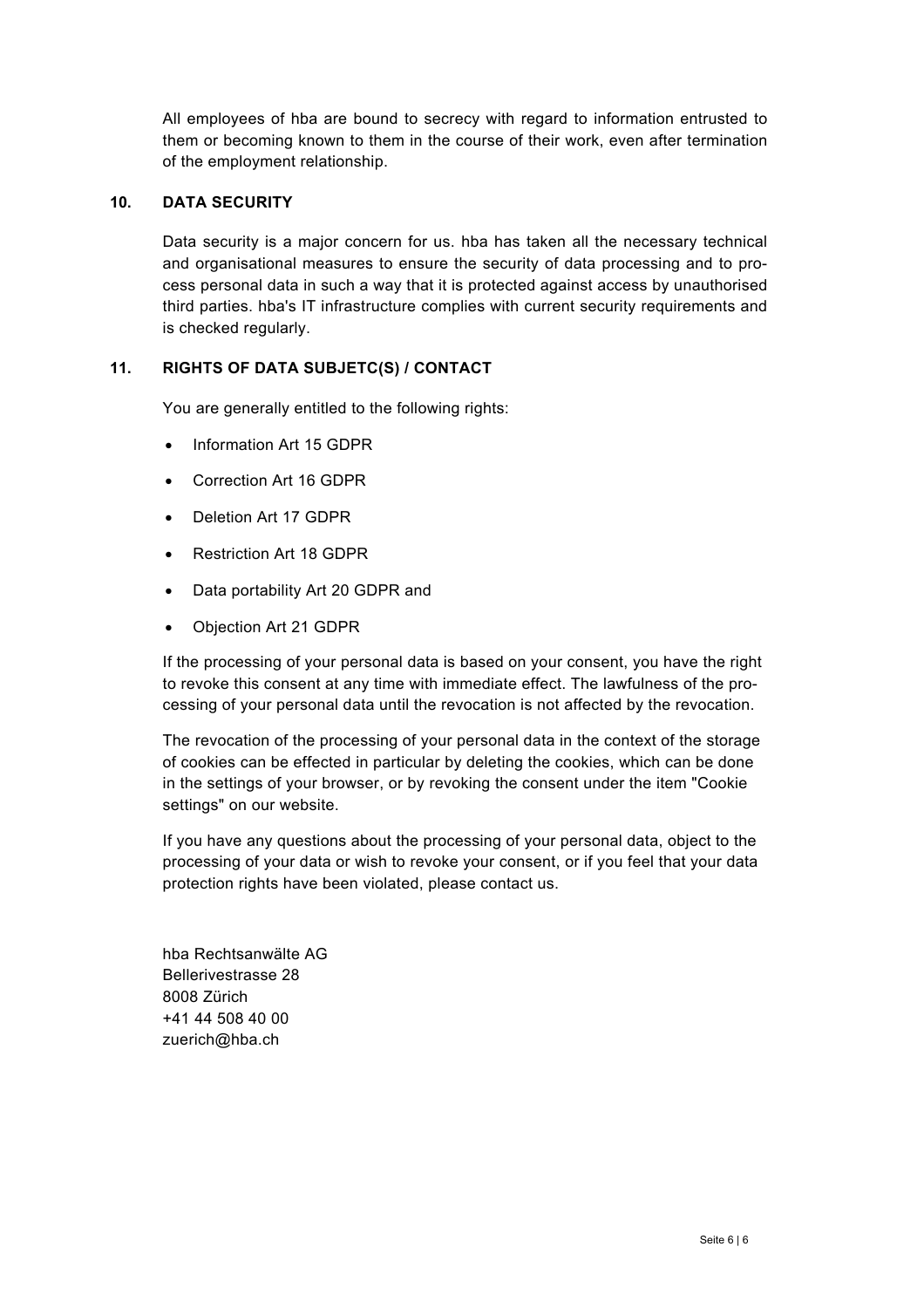All employees of hba are bound to secrecy with regard to information entrusted to them or becoming known to them in the course of their work, even after termination of the employment relationship.

## 10. DATA SECURITY

Data security is a major concern for us. hba has taken all the necessary technical and organisational measures to ensure the security of data processing and to process personal data in such a way that it is protected against access by unauthorised third parties. hba's IT infrastructure complies with current security requirements and is checked regularly.

## 11. RIGHTS OF DATA SUBJETC(S) / CONTACT

You are generally entitled to the following rights:

- Information Art 15 GDPR
- Correction Art 16 GDPR
- Deletion Art 17 GDPR
- Restriction Art 18 GDPR
- Data portability Art 20 GDPR and
- Objection Art 21 GDPR

If the processing of your personal data is based on your consent, you have the right to revoke this consent at any time with immediate effect. The lawfulness of the processing of your personal data until the revocation is not affected by the revocation.

The revocation of the processing of your personal data in the context of the storage of cookies can be effected in particular by deleting the cookies, which can be done in the settings of your browser, or by revoking the consent under the item "Cookie settings" on our website.

If you have any questions about the processing of your personal data, object to the processing of your data or wish to revoke your consent, or if you feel that your data protection rights have been violated, please contact us.

hba Rechtsanwälte AG
Bellerivestrasse 28
8008 Zürich
+41 44 508 40 00
zuerich@hba.ch